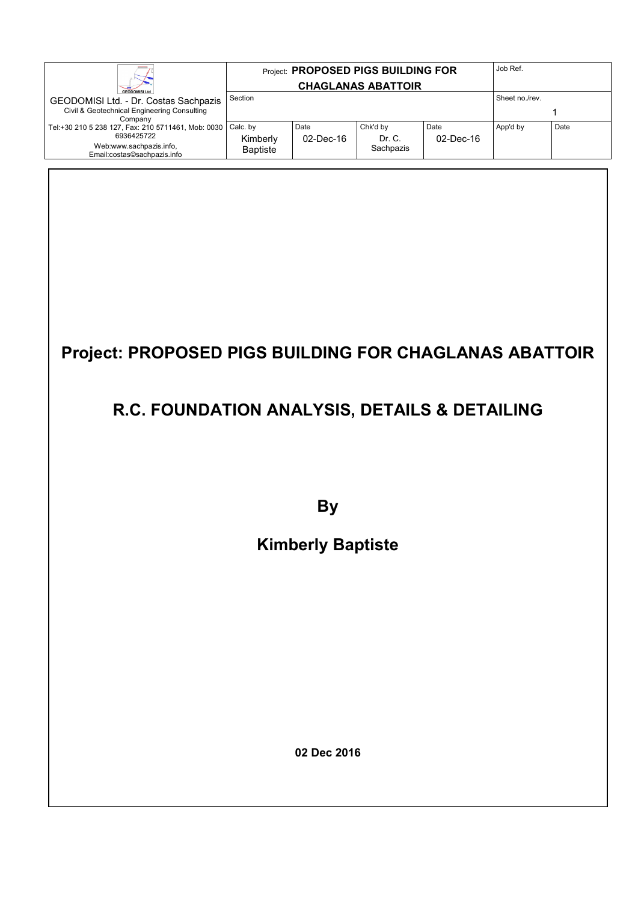# Project: PROPOSED PIGS BUILDING FOR CHAGLANAS ABATTOIR

# R.C. FOUNDATION ANALYSIS, DETAILS & DETAILING

## By

## Kimberly Baptiste

**02 Dec 2016**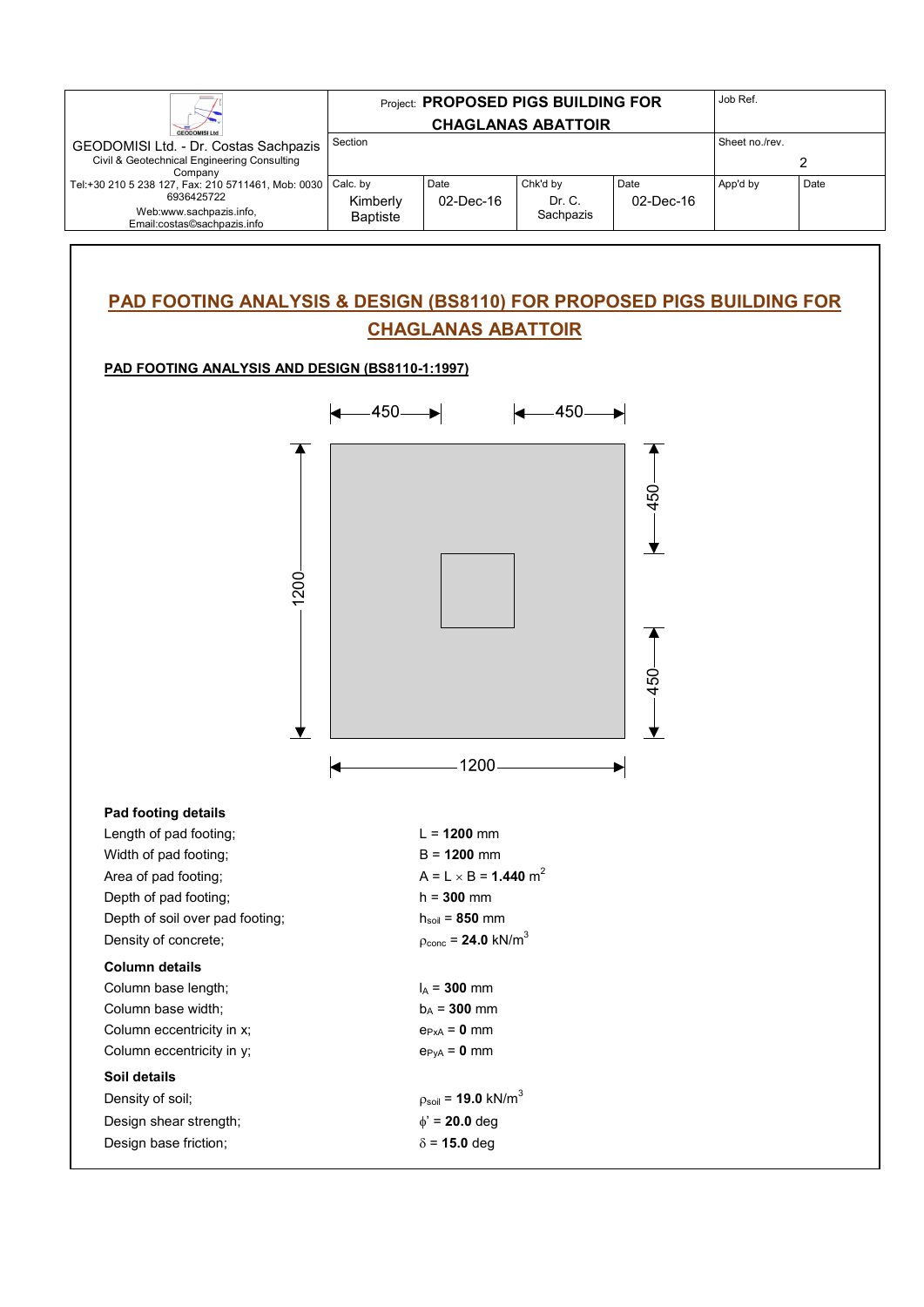## PAD FOOTING ANALYSIS & DESIGN (BS8110) FOR PROPOSED PIGS BUILDING FOR CHAGLANAS ABATTOIR

### PAD FOOTING ANALYSIS AND DESIGN (BS8110-1:1997)

**Pad footing details**

Length of pad footing; $L = \mathbf{1200}$ mm

Width of pad footing; $B = \mathbf{1200}$ mm

Area of pad footing; $A = L \times B = \mathbf{1.440}$ m$^2$

Depth of pad footing; $h = \mathbf{300}$ mm

Depth of soil over pad footing; $h_{soil} = \mathbf{850}$ mm

Density of concrete; $\rho_{conc} = \mathbf{24.0}$ kN/m$^3$

**Column details**

Column base length; $l_A = \mathbf{300}$ mm

Column base width; $b_A = \mathbf{300}$ mm

Column eccentricity in x; $e_{PxA} = \mathbf{0}$ mm

Column eccentricity in y; $e_{PyA} = \mathbf{0}$ mm

**Soil details**

Density of soil; $\rho_{soil} = \mathbf{19.0}$ kN/m$^3$

Design shear strength; $\phi' = \mathbf{20.0}$ deg

Design base friction; $\delta = \mathbf{15.0}$ deg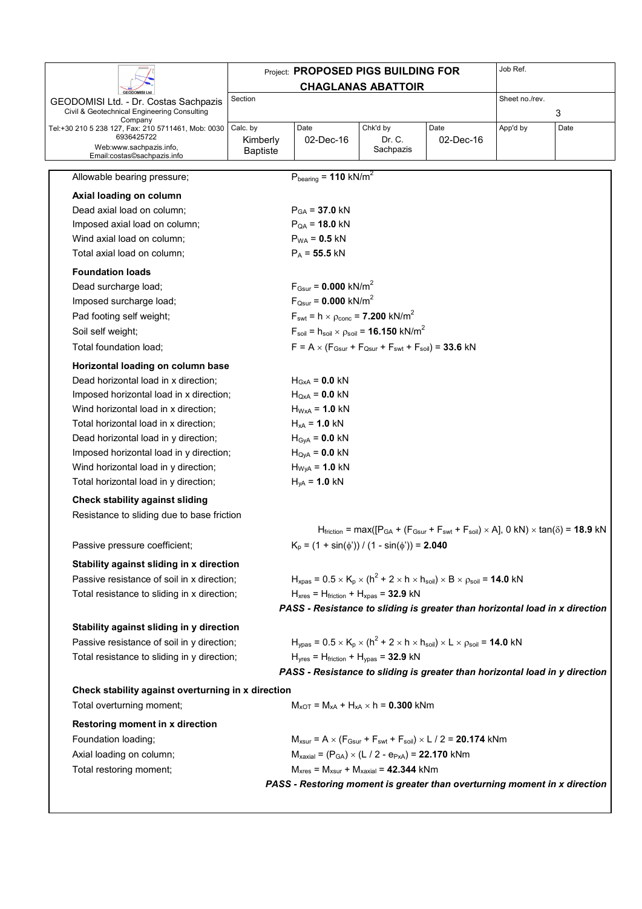Allowable bearing pressure; $P_{bearing}$ = **110** kN/m$^2$

**Axial loading on column**

Dead axial load on column; $P_{GA}$ = **37.0** kN

Imposed axial load on column; $P_{QA}$ = **18.0** kN

Wind axial load on column; $P_{WA}$ = **0.5** kN

Total axial load on column; $P_A$ = **55.5** kN

**Foundation loads**

Dead surcharge load; $F_{Gsur}$ = **0.000** kN/m$^2$

Imposed surcharge load; $F_{Qsur}$ = **0.000** kN/m$^2$

Pad footing self weight; $F_{swt} = h \times \rho_{conc}$ = **7.200** kN/m$^2$

Soil self weight; $F_{soil} = h_{soil} \times \rho_{soil}$ = **16.150** kN/m$^2$

Total foundation load; $F = A \times (F_{Gsur} + F_{Qsur} + F_{swt} + F_{soil})$ = **33.6** kN

**Horizontal loading on column base**

Dead horizontal load in x direction; $H_{GxA}$ = **0.0** kN

Imposed horizontal load in x direction; $H_{QxA}$ = **0.0** kN

Wind horizontal load in x direction; $H_{WxA}$ = **1.0** kN

Total horizontal load in x direction; $H_{xA}$ = **1.0** kN

Dead horizontal load in y direction; $H_{GyA}$ = **0.0** kN

Imposed horizontal load in y direction; $H_{QyA}$ = **0.0** kN

Wind horizontal load in y direction; $H_{WyA}$ = **1.0** kN

Total horizontal load in y direction; $H_{yA}$ = **1.0** kN

**Check stability against sliding**

Resistance to sliding due to base friction

$H_{friction} = \max([P_{GA} + (F_{Gsur} + F_{swt} + F_{soil}) \times A], 0 \text{ kN}) \times \tan(\delta)$ = **18.9** kN

Passive pressure coefficient; $K_p = (1 + \sin(\phi')) / (1 - \sin(\phi'))$ = **2.040**

**Stability against sliding in x direction**

Passive resistance of soil in x direction; $H_{xpas} = 0.5 \times K_p \times (h^2 + 2 \times h \times h_{soil}) \times B \times \rho_{soil}$ = **14.0** kN

Total resistance to sliding in x direction; $H_{xres} = H_{friction} + H_{xpas}$ = **32.9** kN

***PASS - Resistance to sliding is greater than horizontal load in x direction***

**Stability against sliding in y direction**

Passive resistance of soil in y direction; $H_{ypas} = 0.5 \times K_p \times (h^2 + 2 \times h \times h_{soil}) \times L \times \rho_{soil}$ = **14.0** kN

Total resistance to sliding in y direction; $H_{yres} = H_{friction} + H_{ypas}$ = **32.9** kN

***PASS - Resistance to sliding is greater than horizontal load in y direction***

**Check stability against overturning in x direction**

Total overturning moment; $M_{xOT} = M_{xA} + H_{xA} \times h$ = **0.300** kNm

**Restoring moment in x direction**

Foundation loading; $M_{xsur} = A \times (F_{Gsur} + F_{swt} + F_{soil}) \times L / 2$ = **20.174** kNm

Axial loading on column; $M_{xaxial} = (P_{GA}) \times (L / 2 - e_{PxA})$ = **22.170** kNm

Total restoring moment; $M_{xres} = M_{xsur} + M_{xaxial}$ = **42.344** kNm

***PASS - Restoring moment is greater than overturning moment in x direction***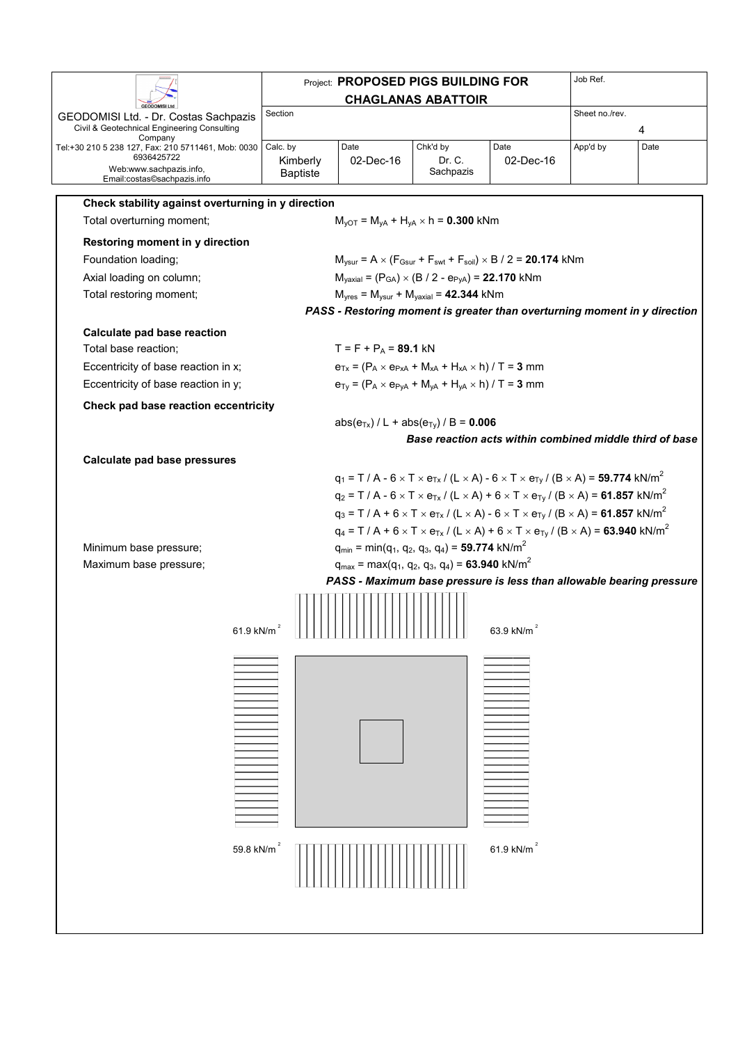**Check stability against overturning in y direction**

Total overturning moment; $M_{yOT} = M_{yA} + H_{yA} \times h$ = **0.300** kNm

**Restoring moment in y direction**

Foundation loading; $M_{ysur} = A \times (F_{Gsur} + F_{swt} + F_{soil}) \times B / 2$ = **20.174** kNm

Axial loading on column; $M_{yaxial} = (P_{GA}) \times (B / 2 - e_{PyA})$ = **22.170** kNm

Total restoring moment; $M_{yres} = M_{ysur} + M_{yaxial}$ = **42.344** kNm

***PASS - Restoring moment is greater than overturning moment in y direction***

**Calculate pad base reaction**

Total base reaction; $T = F + P_A$ = **89.1** kN

Eccentricity of base reaction in x; $e_{Tx} = (P_A \times e_{PxA} + M_{xA} + H_{xA} \times h) / T$ = **3** mm

Eccentricity of base reaction in y; $e_{Ty} = (P_A \times e_{PyA} + M_{yA} + H_{yA} \times h) / T$ = **3** mm

**Check pad base reaction eccentricity**

$abs(e_{Tx}) / L + abs(e_{Ty}) / B$ = **0.006**

***Base reaction acts within combined middle third of base***

**Calculate pad base pressures**

$q_1 = T / A - 6 \times T \times e_{Tx} / (L \times A) - 6 \times T \times e_{Ty} / (B \times A)$ = **59.774** kN/m$^2$

$q_2 = T / A - 6 \times T \times e_{Tx} / (L \times A) + 6 \times T \times e_{Ty} / (B \times A)$ = **61.857** kN/m$^2$

$q_3 = T / A + 6 \times T \times e_{Tx} / (L \times A) - 6 \times T \times e_{Ty} / (B \times A)$ = **61.857** kN/m$^2$

$q_4 = T / A + 6 \times T \times e_{Tx} / (L \times A) + 6 \times T \times e_{Ty} / (B \times A)$ = **63.940** kN/m$^2$

Minimum base pressure; $q_{min} = \min(q_1, q_2, q_3, q_4)$ = **59.774** kN/m$^2$

Maximum base pressure; $q_{max} = \max(q_1, q_2, q_3, q_4)$ = **63.940** kN/m$^2$

***PASS - Maximum base pressure is less than allowable bearing pressure***

61.9 kN/m$^2$ 63.9 kN/m$^2$

59.8 kN/m$^2$ 61.9 kN/m$^2$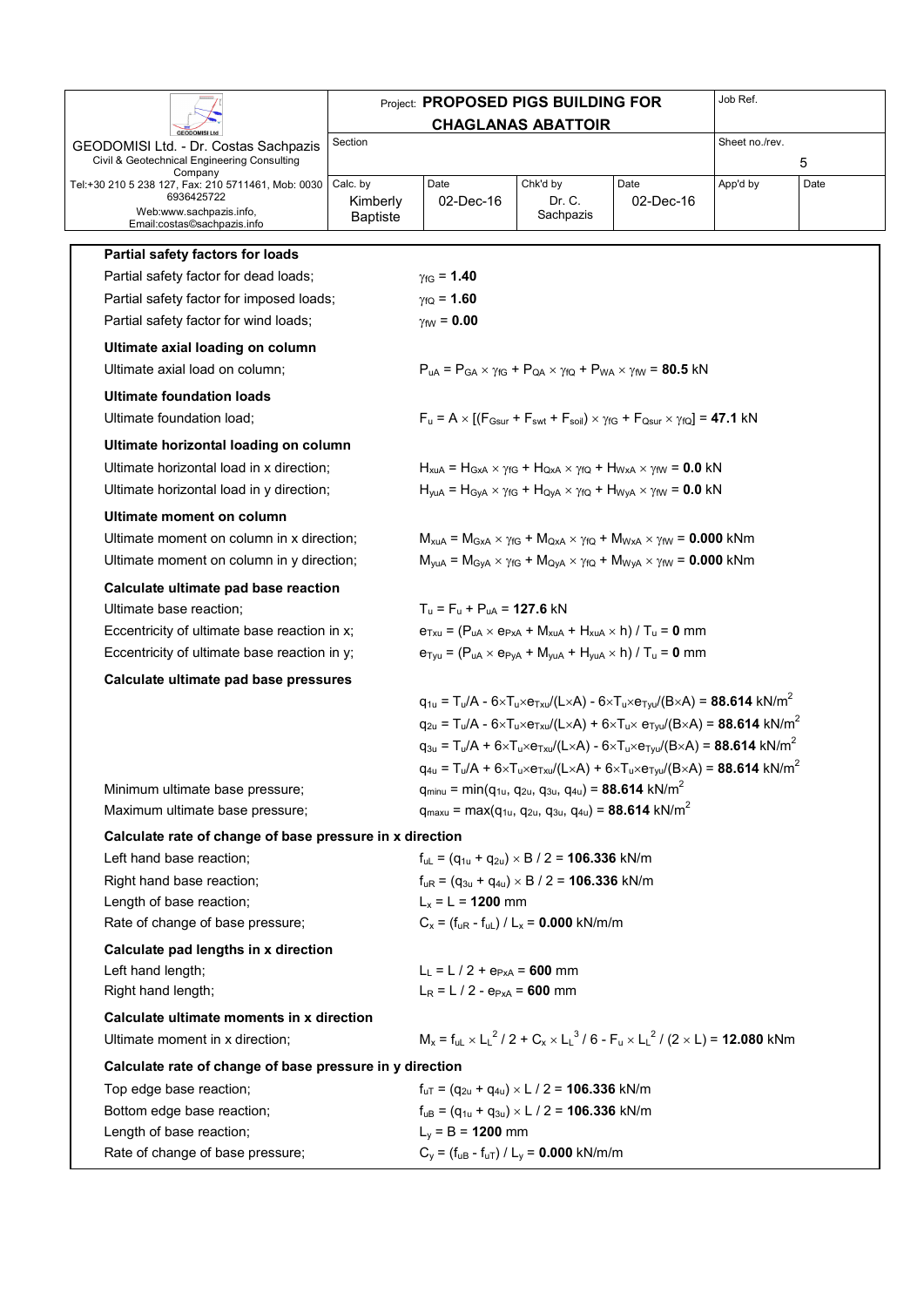## Partial safety factors for loads

| | |
|---|---|
| Partial safety factor for dead loads; | $\gamma_{fG}$ = **1.40** |
| Partial safety factor for imposed loads; | $\gamma_{fQ}$ = **1.60** |
| Partial safety factor for wind loads; | $\gamma_{fW}$ = **0.00** |

## Ultimate axial loading on column

| | |
|---|---|
| Ultimate axial load on column; | $P_{uA} = P_{GA} \times \gamma_{fG} + P_{QA} \times \gamma_{fQ} + P_{WA} \times \gamma_{fW}$ = **80.5** kN |

## Ultimate foundation loads

| | |
|---|---|
| Ultimate foundation load; | $F_u = A \times [(F_{Gsur} + F_{swt} + F_{soil}) \times \gamma_{fG} + F_{Qsur} \times \gamma_{fQ}]$ = **47.1** kN |

## Ultimate horizontal loading on column

| | |
|---|---|
| Ultimate horizontal load in x direction; | $H_{xuA} = H_{GxA} \times \gamma_{fG} + H_{QxA} \times \gamma_{fQ} + H_{WxA} \times \gamma_{fW}$ = **0.0** kN |
| Ultimate horizontal load in y direction; | $H_{yuA} = H_{GyA} \times \gamma_{fG} + H_{QyA} \times \gamma_{fQ} + H_{WyA} \times \gamma_{fW}$ = **0.0** kN |

## Ultimate moment on column

| | |
|---|---|
| Ultimate moment on column in x direction; | $M_{xuA} = M_{GxA} \times \gamma_{fG} + M_{QxA} \times \gamma_{fQ} + M_{WxA} \times \gamma_{fW}$ = **0.000** kNm |
| Ultimate moment on column in y direction; | $M_{yuA} = M_{GyA} \times \gamma_{fG} + M_{QyA} \times \gamma_{fQ} + M_{WyA} \times \gamma_{fW}$ = **0.000** kNm |

## Calculate ultimate pad base reaction

| | |
|---|---|
| Ultimate base reaction; | $T_u = F_u + P_{uA}$ = **127.6** kN |
| Eccentricity of ultimate base reaction in x; | $e_{Txu} = (P_{uA} \times e_{PxA} + M_{xuA} + H_{xuA} \times h) / T_u$ = **0** mm |
| Eccentricity of ultimate base reaction in y; | $e_{Tyu} = (P_{uA} \times e_{PyA} + M_{yuA} + H_{yuA} \times h) / T_u$ = **0** mm |

## Calculate ultimate pad base pressures

$q_{1u} = T_u/A - 6\times T_u\times e_{Txu}/(L\times A) - 6\times T_u\times e_{Tyu}/(B\times A)$ = **88.614** kN/m$^2$

$q_{2u} = T_u/A - 6\times T_u\times e_{Txu}/(L\times A) + 6\times T_u\times e_{Tyu}/(B\times A)$ = **88.614** kN/m$^2$

$q_{3u} = T_u/A + 6\times T_u\times e_{Txu}/(L\times A) - 6\times T_u\times e_{Tyu}/(B\times A)$ = **88.614** kN/m$^2$

$q_{4u} = T_u/A + 6\times T_u\times e_{Txu}/(L\times A) + 6\times T_u\times e_{Tyu}/(B\times A)$ = **88.614** kN/m$^2$

| | |
|---|---|
| Minimum ultimate base pressure; | $q_{minu} = \min(q_{1u}, q_{2u}, q_{3u}, q_{4u})$ = **88.614** kN/m$^2$ |
| Maximum ultimate base pressure; | $q_{maxu} = \max(q_{1u}, q_{2u}, q_{3u}, q_{4u})$ = **88.614** kN/m$^2$ |

## Calculate rate of change of base pressure in x direction

| | |
|---|---|
| Left hand base reaction; | $f_{uL} = (q_{1u} + q_{2u}) \times B / 2$ = **106.336** kN/m |
| Right hand base reaction; | $f_{uR} = (q_{3u} + q_{4u}) \times B / 2$ = **106.336** kN/m |
| Length of base reaction; | $L_x = L$ = **1200** mm |
| Rate of change of base pressure; | $C_x = (f_{uR} - f_{uL}) / L_x$ = **0.000** kN/m/m |

## Calculate pad lengths in x direction

| | |
|---|---|
| Left hand length; | $L_L = L / 2 + e_{PxA}$ = **600** mm |
| Right hand length; | $L_R = L / 2 - e_{PxA}$ = **600** mm |

## Calculate ultimate moments in x direction

| | |
|---|---|
| Ultimate moment in x direction; | $M_x = f_{uL} \times L_L^2 / 2 + C_x \times L_L^3 / 6 - F_u \times L_L^2 / (2 \times L)$ = **12.080** kNm |

## Calculate rate of change of base pressure in y direction

| | |
|---|---|
| Top edge base reaction; | $f_{uT} = (q_{2u} + q_{4u}) \times L / 2$ = **106.336** kN/m |
| Bottom edge base reaction; | $f_{uB} = (q_{1u} + q_{3u}) \times L / 2$ = **106.336** kN/m |
| Length of base reaction; | $L_y = B$ = **1200** mm |
| Rate of change of base pressure; | $C_y = (f_{uB} - f_{uT}) / L_y$ = **0.000** kN/m/m |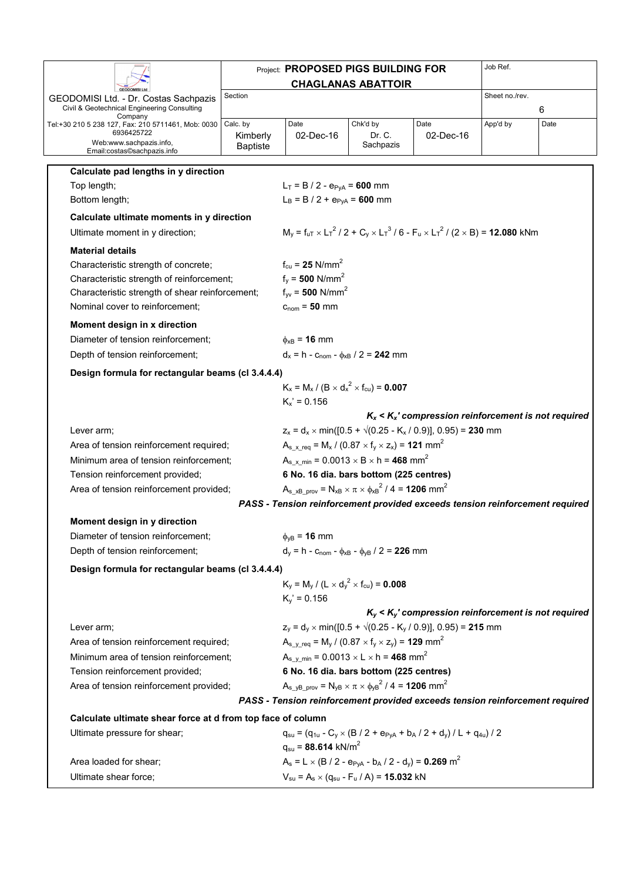**Calculate pad lengths in y direction**

Top length; $L_T = B / 2 - e_{PyA} = \mathbf{600}$ mm

Bottom length; $L_B = B / 2 + e_{PyA} = \mathbf{600}$ mm

**Calculate ultimate moments in y direction**

Ultimate moment in y direction; $M_y = f_{uT} \times L_T^2 / 2 + C_y \times L_T^3 / 6 - F_u \times L_T^2 / (2 \times B) = \mathbf{12.080}$ kNm

**Material details**

Characteristic strength of concrete; $f_{cu} = \mathbf{25}$ N/mm$^2$

Characteristic strength of reinforcement; $f_y = \mathbf{500}$ N/mm$^2$

Characteristic strength of shear reinforcement; $f_{yv} = \mathbf{500}$ N/mm$^2$

Nominal cover to reinforcement; $c_{nom} = \mathbf{50}$ mm

**Moment design in x direction**

Diameter of tension reinforcement; $\phi_{xB} = \mathbf{16}$ mm

Depth of tension reinforcement; $d_x = h - c_{nom} - \phi_{xB} / 2 = \mathbf{242}$ mm

**Design formula for rectangular beams (cl 3.4.4.4)**

$K_x = M_x / (B \times d_x^2 \times f_{cu}) = \mathbf{0.007}$

$K_x' = 0.156$

***$K_x < K_x'$ compression reinforcement is not required***

Lever arm; $z_x = d_x \times \min([0.5 + \sqrt{(0.25 - K_x / 0.9)}], 0.95) = \mathbf{230}$ mm

Area of tension reinforcement required; $A_{s\_x\_req} = M_x / (0.87 \times f_y \times z_x) = \mathbf{121}$ mm$^2$

Minimum area of tension reinforcement; $A_{s\_x\_min} = 0.0013 \times B \times h = \mathbf{468}$ mm$^2$

Tension reinforcement provided; **6 No. 16 dia. bars bottom (225 centres)**

Area of tension reinforcement provided; $A_{s\_xB\_prov} = N_{xB} \times \pi \times \phi_{xB}^2 / 4 = \mathbf{1206}$ mm$^2$

***PASS - Tension reinforcement provided exceeds tension reinforcement required***

**Moment design in y direction**

Diameter of tension reinforcement; $\phi_{yB} = \mathbf{16}$ mm

Depth of tension reinforcement; $d_y = h - c_{nom} - \phi_{xB} - \phi_{yB} / 2 = \mathbf{226}$ mm

**Design formula for rectangular beams (cl 3.4.4.4)**

$K_y = M_y / (L \times d_y^2 \times f_{cu}) = \mathbf{0.008}$

$K_y' = 0.156$

***$K_y < K_y'$ compression reinforcement is not required***

Lever arm; $z_y = d_y \times \min([0.5 + \sqrt{(0.25 - K_y / 0.9)}], 0.95) = \mathbf{215}$ mm

Area of tension reinforcement required; $A_{s\_y\_req} = M_y / (0.87 \times f_y \times z_y) = \mathbf{129}$ mm$^2$

Minimum area of tension reinforcement; $A_{s\_y\_min} = 0.0013 \times L \times h = \mathbf{468}$ mm$^2$

Tension reinforcement provided; **6 No. 16 dia. bars bottom (225 centres)**

Area of tension reinforcement provided; $A_{s\_yB\_prov} = N_{yB} \times \pi \times \phi_{yB}^2 / 4 = \mathbf{1206}$ mm$^2$

***PASS - Tension reinforcement provided exceeds tension reinforcement required***

**Calculate ultimate shear force at d from top face of column**

Ultimate pressure for shear; $q_{su} = (q_{1u} - C_y \times (B / 2 + e_{PyA} + b_A / 2 + d_y) / L + q_{4u}) / 2$

$q_{su} = \mathbf{88.614}$ kN/m$^2$

Area loaded for shear; $A_s = L \times (B / 2 - e_{PyA} - b_A / 2 - d_y) = \mathbf{0.269}$ m$^2$

Ultimate shear force; $V_{su} = A_s \times (q_{su} - F_u / A) = \mathbf{15.032}$ kN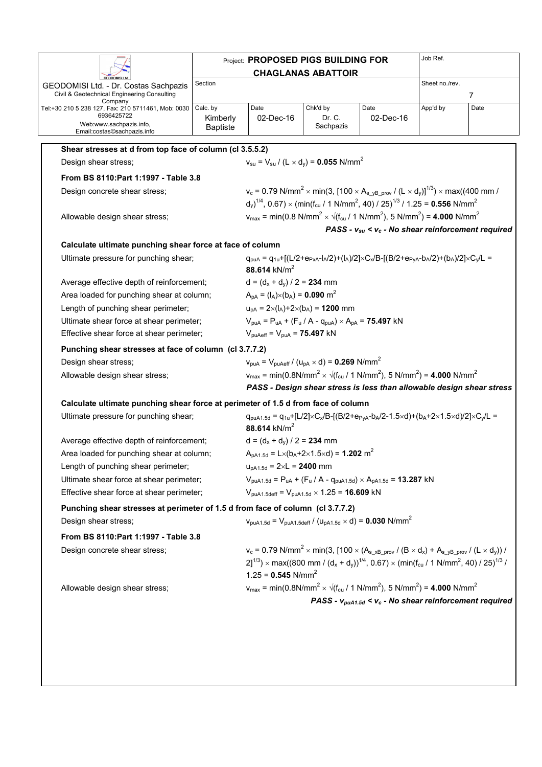### Shear stresses at d from top face of column (cl 3.5.5.2)

Design shear stress; $v_{su} = V_{su} / (L \times d_y) = \mathbf{0.055}$ N/mm$^2$

### From BS 8110:Part 1:1997 - Table 3.8

Design concrete shear stress; $v_c = 0.79$ N/mm$^2 \times \min(3, [100 \times A_{s\_yB\_prov} / (L \times d_y)]^{1/3}) \times \max((400 \text{ mm} / d_y)^{1/4}, 0.67) \times (\min(f_{cu} / 1 \text{ N/mm}^2, 40) / 25)^{1/3} / 1.25 = \mathbf{0.556}$ N/mm$^2$

Allowable design shear stress; $v_{max} = \min(0.8 \text{ N/mm}^2 \times \sqrt{(f_{cu} / 1 \text{ N/mm}^2)}, 5 \text{ N/mm}^2) = \mathbf{4.000}$ N/mm$^2$

***PASS - $v_{su} < v_c$ - No shear reinforcement required***

### Calculate ultimate punching shear force at face of column

Ultimate pressure for punching shear; $q_{puA} = q_{1u}+[(L/2+e_{PxA}-l_A/2)+(l_A)/2]\times C_x/B-[(B/2+e_{PyA}-b_A/2)+(b_A)/2]\times C_y/L = \mathbf{88.614}$ kN/m$^2$

Average effective depth of reinforcement; $d = (d_x + d_y) / 2 = \mathbf{234}$ mm

Area loaded for punching shear at column; $A_{pA} = (l_A)\times(b_A) = \mathbf{0.090}$ m$^2$

Length of punching shear perimeter; $u_{pA} = 2\times(l_A)+2\times(b_A) = \mathbf{1200}$ mm

Ultimate shear force at shear perimeter; $V_{puA} = P_{uA} + (F_u / A - q_{puA}) \times A_{pA} = \mathbf{75.497}$ kN

Effective shear force at shear perimeter; $V_{puAeff} = V_{puA} = \mathbf{75.497}$ kN

### Punching shear stresses at face of column (cl 3.7.7.2)

Design shear stress; $v_{puA} = V_{puAeff} / (u_{pA} \times d) = \mathbf{0.269}$ N/mm$^2$

Allowable design shear stress; $v_{max} = \min(0.8\text{N/mm}^2 \times \sqrt{(f_{cu} / 1 \text{ N/mm}^2)}, 5 \text{ N/mm}^2) = \mathbf{4.000}$ N/mm$^2$

***PASS - Design shear stress is less than allowable design shear stress***

### Calculate ultimate punching shear force at perimeter of 1.5 d from face of column

Ultimate pressure for punching shear; $q_{puA1.5d} = q_{1u}+[L/2]\times C_x/B-[(B/2+e_{PyA}-b_A/2-1.5\times d)+(b_A+2\times 1.5\times d)/2]\times C_y/L = \mathbf{88.614}$ kN/m$^2$

Average effective depth of reinforcement; $d = (d_x + d_y) / 2 = \mathbf{234}$ mm

Area loaded for punching shear at column; $A_{pA1.5d} = L\times(b_A+2\times 1.5\times d) = \mathbf{1.202}$ m$^2$

Length of punching shear perimeter; $u_{pA1.5d} = 2\times L = \mathbf{2400}$ mm

Ultimate shear force at shear perimeter; $V_{puA1.5d} = P_{uA} + (F_u / A - q_{puA1.5d}) \times A_{pA1.5d} = \mathbf{13.287}$ kN

Effective shear force at shear perimeter; $V_{puA1.5deff} = V_{puA1.5d} \times 1.25 = \mathbf{16.609}$ kN

### Punching shear stresses at perimeter of 1.5 d from face of column (cl 3.7.7.2)

Design shear stress; $v_{puA1.5d} = V_{puA1.5deff} / (u_{pA1.5d} \times d) = \mathbf{0.030}$ N/mm$^2$

### From BS 8110:Part 1:1997 - Table 3.8

Design concrete shear stress; $v_c = 0.79$ N/mm$^2 \times \min(3, [100 \times (A_{s\_xB\_prov} / (B \times d_x) + A_{s\_yB\_prov} / (L \times d_y)) / 2]^{1/3}) \times \max((800 \text{ mm} / (d_x + d_y))^{1/4}, 0.67) \times (\min(f_{cu} / 1 \text{ N/mm}^2, 40) / 25)^{1/3} / 1.25 = \mathbf{0.545}$ N/mm$^2$

Allowable design shear stress; $v_{max} = \min(0.8\text{N/mm}^2 \times \sqrt{(f_{cu} / 1 \text{ N/mm}^2)}, 5 \text{ N/mm}^2) = \mathbf{4.000}$ N/mm$^2$

***PASS - $v_{puA1.5d} < v_c$ - No shear reinforcement required***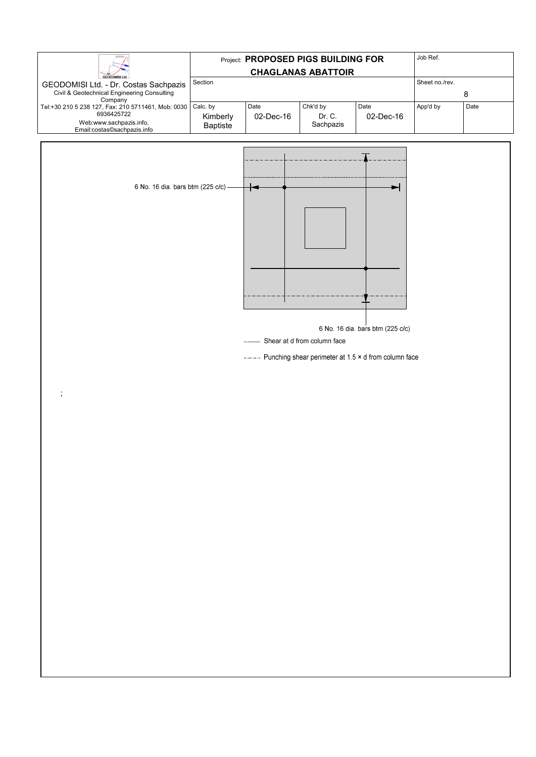6 No. 16 dia. bars btm (225 c/c)

6 No. 16 dia. bars btm (225 c/c)

Shear at d from column face

Punching shear perimeter at 1.5 × d from column face

;